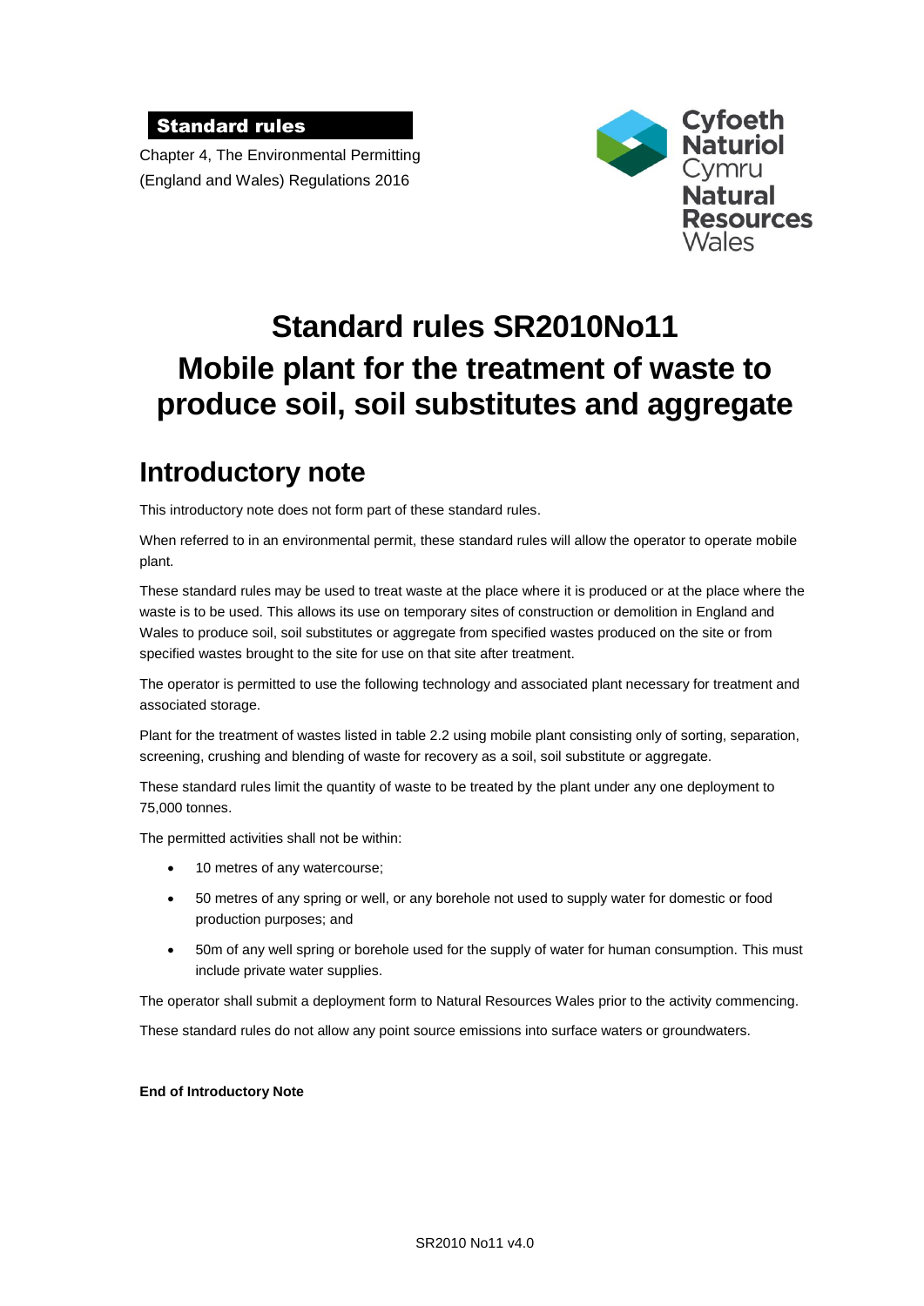**Standard rules**

Chapter 4, The Environmental Permitting (England and Wales) Regulations 2016

Cyfoeth Naturiol Cymru
Natural Resources Wales

# Standard rules SR2010No11 Mobile plant for the treatment of waste to produce soil, soil substitutes and aggregate

## Introductory note

This introductory note does not form part of these standard rules.

When referred to in an environmental permit, these standard rules will allow the operator to operate mobile plant.

These standard rules may be used to treat waste at the place where it is produced or at the place where the waste is to be used. This allows its use on temporary sites of construction or demolition in England and Wales to produce soil, soil substitutes or aggregate from specified wastes produced on the site or from specified wastes brought to the site for use on that site after treatment.

The operator is permitted to use the following technology and associated plant necessary for treatment and associated storage.

Plant for the treatment of wastes listed in table 2.2 using mobile plant consisting only of sorting, separation, screening, crushing and blending of waste for recovery as a soil, soil substitute or aggregate.

These standard rules limit the quantity of waste to be treated by the plant under any one deployment to 75,000 tonnes.

The permitted activities shall not be within:

- 10 metres of any watercourse;
- 50 metres of any spring or well, or any borehole not used to supply water for domestic or food production purposes; and
- 50m of any well spring or borehole used for the supply of water for human consumption. This must include private water supplies.

The operator shall submit a deployment form to Natural Resources Wales prior to the activity commencing.

These standard rules do not allow any point source emissions into surface waters or groundwaters.

**End of Introductory Note**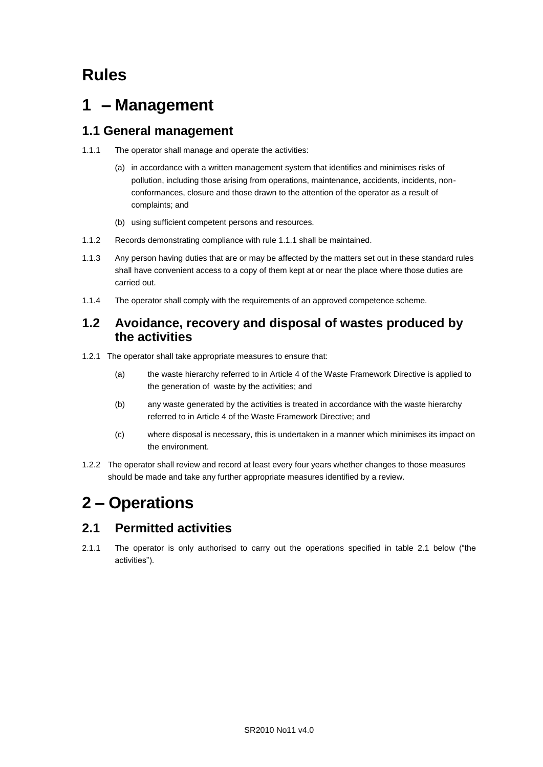# Rules

# 1 – Management

## 1.1 General management

1.1.1 The operator shall manage and operate the activities:

(a) in accordance with a written management system that identifies and minimises risks of pollution, including those arising from operations, maintenance, accidents, incidents, non-conformances, closure and those drawn to the attention of the operator as a result of complaints; and

(b) using sufficient competent persons and resources.

1.1.2 Records demonstrating compliance with rule 1.1.1 shall be maintained.

1.1.3 Any person having duties that are or may be affected by the matters set out in these standard rules shall have convenient access to a copy of them kept at or near the place where those duties are carried out.

1.1.4 The operator shall comply with the requirements of an approved competence scheme.

## 1.2 Avoidance, recovery and disposal of wastes produced by the activities

1.2.1 The operator shall take appropriate measures to ensure that:

(a) the waste hierarchy referred to in Article 4 of the Waste Framework Directive is applied to the generation of waste by the activities; and

(b) any waste generated by the activities is treated in accordance with the waste hierarchy referred to in Article 4 of the Waste Framework Directive; and

(c) where disposal is necessary, this is undertaken in a manner which minimises its impact on the environment.

1.2.2 The operator shall review and record at least every four years whether changes to those measures should be made and take any further appropriate measures identified by a review.

# 2 – Operations

## 2.1 Permitted activities

2.1.1 The operator is only authorised to carry out the operations specified in table 2.1 below ("the activities").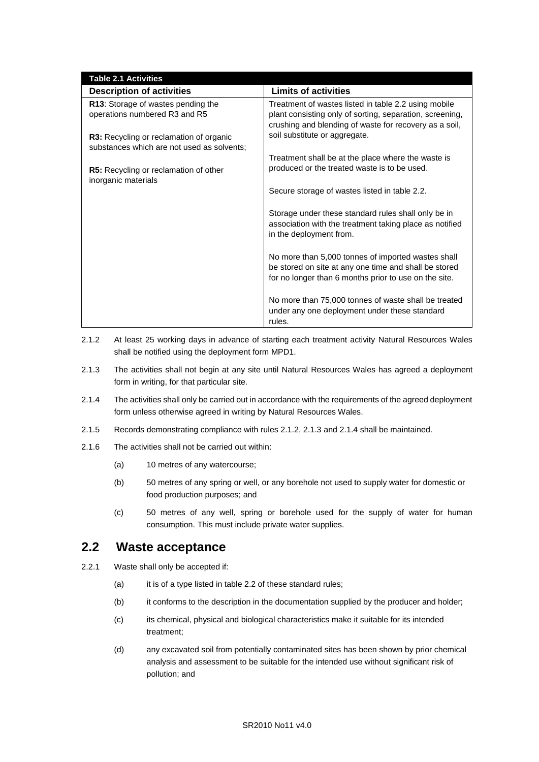| Table 2.1 Activities | |
|---|---|
| **Description of activities** | **Limits of activities** |
| **R13**: Storage of wastes pending the operations numbered R3 and R5<br><br>**R3:** Recycling or reclamation of organic substances which are not used as solvents;<br><br>**R5:** Recycling or reclamation of other inorganic materials | Treatment of wastes listed in table 2.2 using mobile plant consisting only of sorting, separation, screening, crushing and blending of waste for recovery as a soil, soil substitute or aggregate.<br><br>Treatment shall be at the place where the waste is produced or the treated waste is to be used.<br><br>Secure storage of wastes listed in table 2.2.<br><br>Storage under these standard rules shall only be in association with the treatment taking place as notified in the deployment from.<br><br>No more than 5,000 tonnes of imported wastes shall be stored on site at any one time and shall be stored for no longer than 6 months prior to use on the site.<br><br>No more than 75,000 tonnes of waste shall be treated under any one deployment under these standard rules. |

2.1.2 At least 25 working days in advance of starting each treatment activity Natural Resources Wales shall be notified using the deployment form MPD1.

2.1.3 The activities shall not begin at any site until Natural Resources Wales has agreed a deployment form in writing, for that particular site.

2.1.4 The activities shall only be carried out in accordance with the requirements of the agreed deployment form unless otherwise agreed in writing by Natural Resources Wales.

2.1.5 Records demonstrating compliance with rules 2.1.2, 2.1.3 and 2.1.4 shall be maintained.

2.1.6 The activities shall not be carried out within:

(a) 10 metres of any watercourse;

(b) 50 metres of any spring or well, or any borehole not used to supply water for domestic or food production purposes; and

(c) 50 metres of any well, spring or borehole used for the supply of water for human consumption. This must include private water supplies.

## 2.2 Waste acceptance

2.2.1 Waste shall only be accepted if:

(a) it is of a type listed in table 2.2 of these standard rules;

(b) it conforms to the description in the documentation supplied by the producer and holder;

(c) its chemical, physical and biological characteristics make it suitable for its intended treatment;

(d) any excavated soil from potentially contaminated sites has been shown by prior chemical analysis and assessment to be suitable for the intended use without significant risk of pollution; and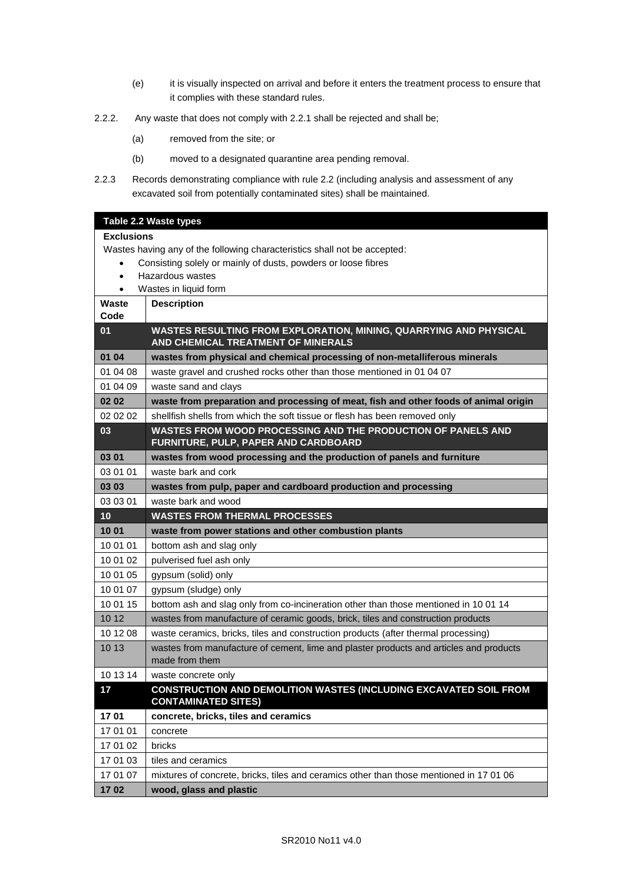(e) it is visually inspected on arrival and before it enters the treatment process to ensure that it complies with these standard rules.

2.2.2. Any waste that does not comply with 2.2.1 shall be rejected and shall be;

(a) removed from the site; or

(b) moved to a designated quarantine area pending removal.

2.2.3 Records demonstrating compliance with rule 2.2 (including analysis and assessment of any excavated soil from potentially contaminated sites) shall be maintained.

| **Table 2.2 Waste types** | |
|---|---|
| **Exclusions**<br>Wastes having any of the following characteristics shall not be accepted:<br>• Consisting solely or mainly of dusts, powders or loose fibres<br>• Hazardous wastes<br>• Wastes in liquid form | |
| **Waste Code** | **Description** |
| **01** | **WASTES RESULTING FROM EXPLORATION, MINING, QUARRYING AND PHYSICAL AND CHEMICAL TREATMENT OF MINERALS** |
| **01 04** | **wastes from physical and chemical processing of non-metalliferous minerals** |
| 01 04 08 | waste gravel and crushed rocks other than those mentioned in 01 04 07 |
| 01 04 09 | waste sand and clays |
| **02 02** | **waste from preparation and processing of meat, fish and other foods of animal origin** |
| 02 02 02 | shellfish shells from which the soft tissue or flesh has been removed only |
| **03** | **WASTES FROM WOOD PROCESSING AND THE PRODUCTION OF PANELS AND FURNITURE, PULP, PAPER AND CARDBOARD** |
| **03 01** | **wastes from wood processing and the production of panels and furniture** |
| 03 01 01 | waste bark and cork |
| **03 03** | **wastes from pulp, paper and cardboard production and processing** |
| 03 03 01 | waste bark and wood |
| **10** | **WASTES FROM THERMAL PROCESSES** |
| **10 01** | **waste from power stations and other combustion plants** |
| 10 01 01 | bottom ash and slag only |
| 10 01 02 | pulverised fuel ash only |
| 10 01 05 | gypsum (solid) only |
| 10 01 07 | gypsum (sludge) only |
| 10 01 15 | bottom ash and slag only from co-incineration other than those mentioned in 10 01 14 |
| 10 12 | wastes from manufacture of ceramic goods, brick, tiles and construction products |
| 10 12 08 | waste ceramics, bricks, tiles and construction products (after thermal processing) |
| 10 13 | wastes from manufacture of cement, lime and plaster products and articles and products made from them |
| 10 13 14 | waste concrete only |
| **17** | **CONSTRUCTION AND DEMOLITION WASTES (INCLUDING EXCAVATED SOIL FROM CONTAMINATED SITES)** |
| **17 01** | **concrete, bricks, tiles and ceramics** |
| 17 01 01 | concrete |
| 17 01 02 | bricks |
| 17 01 03 | tiles and ceramics |
| 17 01 07 | mixtures of concrete, bricks, tiles and ceramics other than those mentioned in 17 01 06 |
| **17 02** | **wood, glass and plastic** |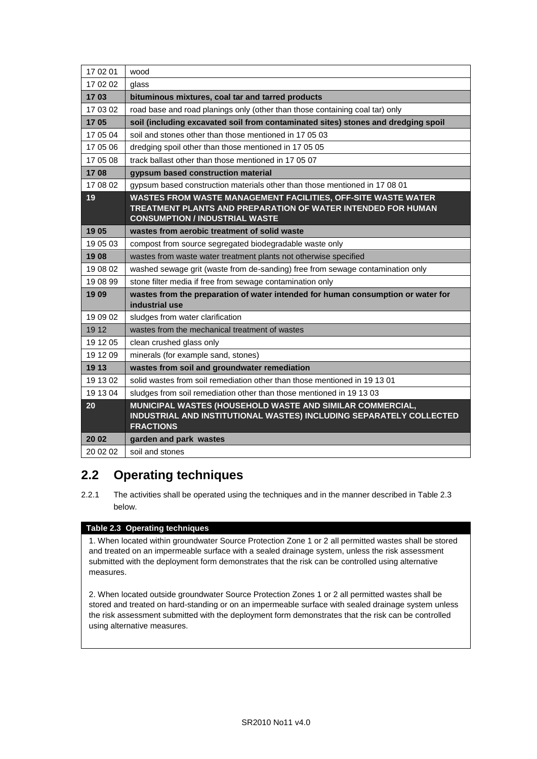| | |
|---|---|
| 17 02 01 | wood |
| 17 02 02 | glass |
| **17 03** | **bituminous mixtures, coal tar and tarred products** |
| 17 03 02 | road base and road planings only (other than those containing coal tar) only |
| **17 05** | **soil (including excavated soil from contaminated sites) stones and dredging spoil** |
| 17 05 04 | soil and stones other than those mentioned in 17 05 03 |
| 17 05 06 | dredging spoil other than those mentioned in 17 05 05 |
| 17 05 08 | track ballast other than those mentioned in 17 05 07 |
| **17 08** | **gypsum based construction material** |
| 17 08 02 | gypsum based construction materials other than those mentioned in 17 08 01 |
| **19** | **WASTES FROM WASTE MANAGEMENT FACILITIES, OFF-SITE WASTE WATER TREATMENT PLANTS AND PREPARATION OF WATER INTENDED FOR HUMAN CONSUMPTION / INDUSTRIAL WASTE** |
| **19 05** | **wastes from aerobic treatment of solid waste** |
| 19 05 03 | compost from source segregated biodegradable waste only |
| **19 08** | wastes from waste water treatment plants not otherwise specified |
| 19 08 02 | washed sewage grit (waste from de-sanding) free from sewage contamination only |
| 19 08 99 | stone filter media if free from sewage contamination only |
| **19 09** | **wastes from the preparation of water intended for human consumption or water for industrial use** |
| 19 09 02 | sludges from water clarification |
| 19 12 | wastes from the mechanical treatment of wastes |
| 19 12 05 | clean crushed glass only |
| 19 12 09 | minerals (for example sand, stones) |
| **19 13** | **wastes from soil and groundwater remediation** |
| 19 13 02 | solid wastes from soil remediation other than those mentioned in 19 13 01 |
| 19 13 04 | sludges from soil remediation other than those mentioned in 19 13 03 |
| **20** | **MUNICIPAL WASTES (HOUSEHOLD WASTE AND SIMILAR COMMERCIAL, INDUSTRIAL AND INSTITUTIONAL WASTES) INCLUDING SEPARATELY COLLECTED FRACTIONS** |
| **20 02** | **garden and park wastes** |
| 20 02 02 | soil and stones |

## 2.2 Operating techniques

2.2.1 The activities shall be operated using the techniques and in the manner described in Table 2.3 below.

| **Table 2.3 Operating techniques** |
|---|
| 1. When located within groundwater Source Protection Zone 1 or 2 all permitted wastes shall be stored and treated on an impermeable surface with a sealed drainage system, unless the risk assessment submitted with the deployment form demonstrates that the risk can be controlled using alternative measures.<br><br>2. When located outside groundwater Source Protection Zones 1 or 2 all permitted wastes shall be stored and treated on hard-standing or on an impermeable surface with sealed drainage system unless the risk assessment submitted with the deployment form demonstrates that the risk can be controlled using alternative measures. |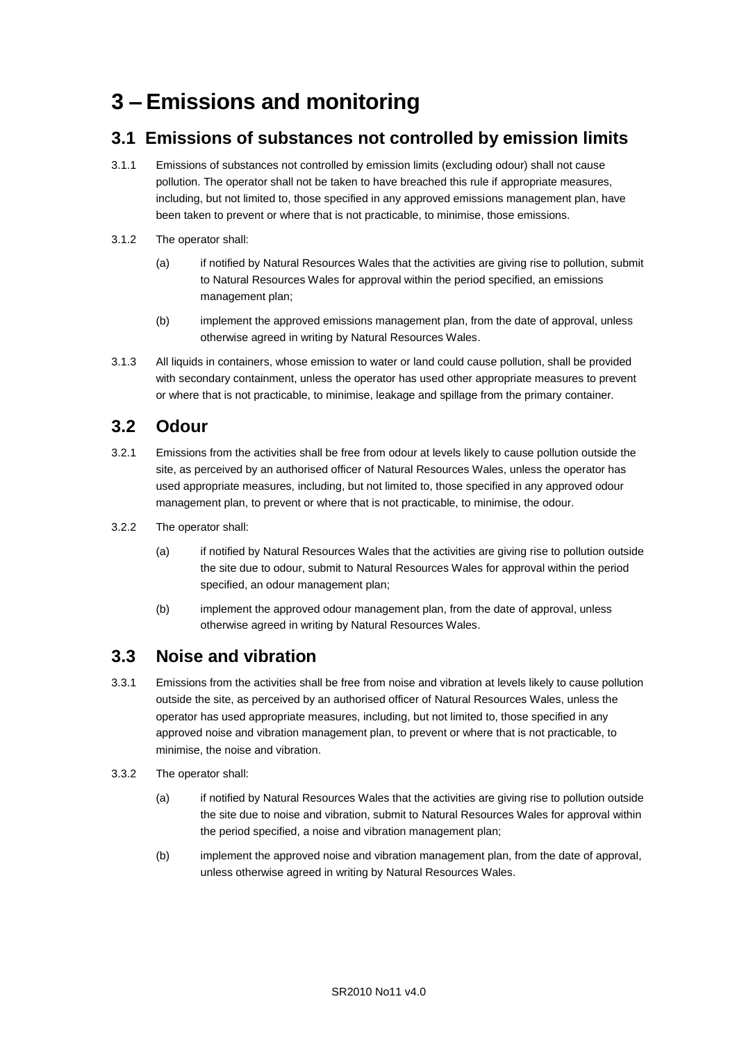# 3 – Emissions and monitoring

## 3.1 Emissions of substances not controlled by emission limits

3.1.1 Emissions of substances not controlled by emission limits (excluding odour) shall not cause pollution. The operator shall not be taken to have breached this rule if appropriate measures, including, but not limited to, those specified in any approved emissions management plan, have been taken to prevent or where that is not practicable, to minimise, those emissions.

3.1.2 The operator shall:

(a) if notified by Natural Resources Wales that the activities are giving rise to pollution, submit to Natural Resources Wales for approval within the period specified, an emissions management plan;

(b) implement the approved emissions management plan, from the date of approval, unless otherwise agreed in writing by Natural Resources Wales.

3.1.3 All liquids in containers, whose emission to water or land could cause pollution, shall be provided with secondary containment, unless the operator has used other appropriate measures to prevent or where that is not practicable, to minimise, leakage and spillage from the primary container.

## 3.2 Odour

3.2.1 Emissions from the activities shall be free from odour at levels likely to cause pollution outside the site, as perceived by an authorised officer of Natural Resources Wales, unless the operator has used appropriate measures, including, but not limited to, those specified in any approved odour management plan, to prevent or where that is not practicable, to minimise, the odour.

3.2.2 The operator shall:

(a) if notified by Natural Resources Wales that the activities are giving rise to pollution outside the site due to odour, submit to Natural Resources Wales for approval within the period specified, an odour management plan;

(b) implement the approved odour management plan, from the date of approval, unless otherwise agreed in writing by Natural Resources Wales.

## 3.3 Noise and vibration

3.3.1 Emissions from the activities shall be free from noise and vibration at levels likely to cause pollution outside the site, as perceived by an authorised officer of Natural Resources Wales, unless the operator has used appropriate measures, including, but not limited to, those specified in any approved noise and vibration management plan, to prevent or where that is not practicable, to minimise, the noise and vibration.

3.3.2 The operator shall:

(a) if notified by Natural Resources Wales that the activities are giving rise to pollution outside the site due to noise and vibration, submit to Natural Resources Wales for approval within the period specified, a noise and vibration management plan;

(b) implement the approved noise and vibration management plan, from the date of approval, unless otherwise agreed in writing by Natural Resources Wales.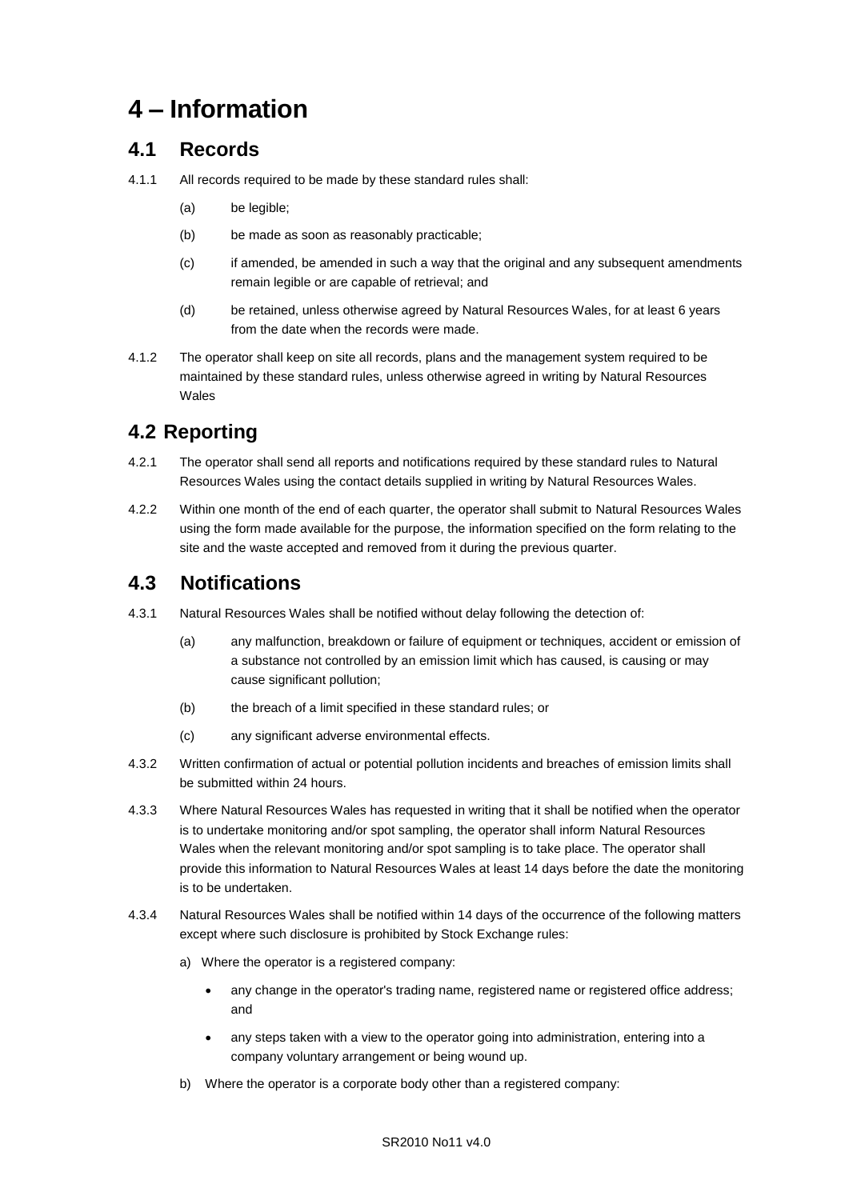# 4 – Information

## 4.1 Records

4.1.1 All records required to be made by these standard rules shall:

- (a) be legible;
- (b) be made as soon as reasonably practicable;
- (c) if amended, be amended in such a way that the original and any subsequent amendments remain legible or are capable of retrieval; and
- (d) be retained, unless otherwise agreed by Natural Resources Wales, for at least 6 years from the date when the records were made.

4.1.2 The operator shall keep on site all records, plans and the management system required to be maintained by these standard rules, unless otherwise agreed in writing by Natural Resources Wales

## 4.2 Reporting

4.2.1 The operator shall send all reports and notifications required by these standard rules to Natural Resources Wales using the contact details supplied in writing by Natural Resources Wales.

4.2.2 Within one month of the end of each quarter, the operator shall submit to Natural Resources Wales using the form made available for the purpose, the information specified on the form relating to the site and the waste accepted and removed from it during the previous quarter.

## 4.3 Notifications

4.3.1 Natural Resources Wales shall be notified without delay following the detection of:

- (a) any malfunction, breakdown or failure of equipment or techniques, accident or emission of a substance not controlled by an emission limit which has caused, is causing or may cause significant pollution;
- (b) the breach of a limit specified in these standard rules; or
- (c) any significant adverse environmental effects.

4.3.2 Written confirmation of actual or potential pollution incidents and breaches of emission limits shall be submitted within 24 hours.

4.3.3 Where Natural Resources Wales has requested in writing that it shall be notified when the operator is to undertake monitoring and/or spot sampling, the operator shall inform Natural Resources Wales when the relevant monitoring and/or spot sampling is to take place. The operator shall provide this information to Natural Resources Wales at least 14 days before the date the monitoring is to be undertaken.

4.3.4 Natural Resources Wales shall be notified within 14 days of the occurrence of the following matters except where such disclosure is prohibited by Stock Exchange rules:

a) Where the operator is a registered company:

- any change in the operator's trading name, registered name or registered office address; and
- any steps taken with a view to the operator going into administration, entering into a company voluntary arrangement or being wound up.

b) Where the operator is a corporate body other than a registered company: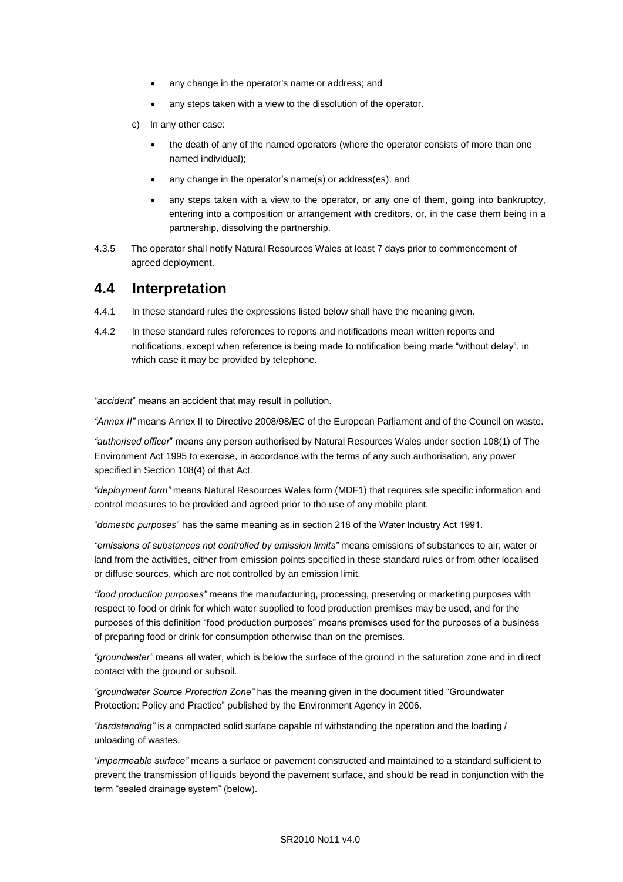- any change in the operator's name or address; and
- any steps taken with a view to the dissolution of the operator.

c) In any other case:

- the death of any of the named operators (where the operator consists of more than one named individual);
- any change in the operator's name(s) or address(es); and
- any steps taken with a view to the operator, or any one of them, going into bankruptcy, entering into a composition or arrangement with creditors, or, in the case them being in a partnership, dissolving the partnership.

4.3.5 The operator shall notify Natural Resources Wales at least 7 days prior to commencement of agreed deployment.

## 4.4 Interpretation

4.4.1 In these standard rules the expressions listed below shall have the meaning given.

4.4.2 In these standard rules references to reports and notifications mean written reports and notifications, except when reference is being made to notification being made "without delay", in which case it may be provided by telephone.

*"accident*" means an accident that may result in pollution.

*"Annex II"* means Annex II to Directive 2008/98/EC of the European Parliament and of the Council on waste.

*"authorised officer*" means any person authorised by Natural Resources Wales under section 108(1) of The Environment Act 1995 to exercise, in accordance with the terms of any such authorisation, any power specified in Section 108(4) of that Act.

*"deployment form"* means Natural Resources Wales form (MDF1) that requires site specific information and control measures to be provided and agreed prior to the use of any mobile plant.

"*domestic purposes*" has the same meaning as in section 218 of the Water Industry Act 1991.

*"emissions of substances not controlled by emission limits"* means emissions of substances to air, water or land from the activities, either from emission points specified in these standard rules or from other localised or diffuse sources, which are not controlled by an emission limit.

*"food production purposes"* means the manufacturing, processing, preserving or marketing purposes with respect to food or drink for which water supplied to food production premises may be used, and for the purposes of this definition "food production purposes" means premises used for the purposes of a business of preparing food or drink for consumption otherwise than on the premises.

*"groundwater"* means all water, which is below the surface of the ground in the saturation zone and in direct contact with the ground or subsoil.

*"groundwater Source Protection Zone"* has the meaning given in the document titled "Groundwater Protection: Policy and Practice" published by the Environment Agency in 2006.

*"hardstanding"* is a compacted solid surface capable of withstanding the operation and the loading / unloading of wastes.

*"impermeable surface"* means a surface or pavement constructed and maintained to a standard sufficient to prevent the transmission of liquids beyond the pavement surface, and should be read in conjunction with the term "sealed drainage system" (below).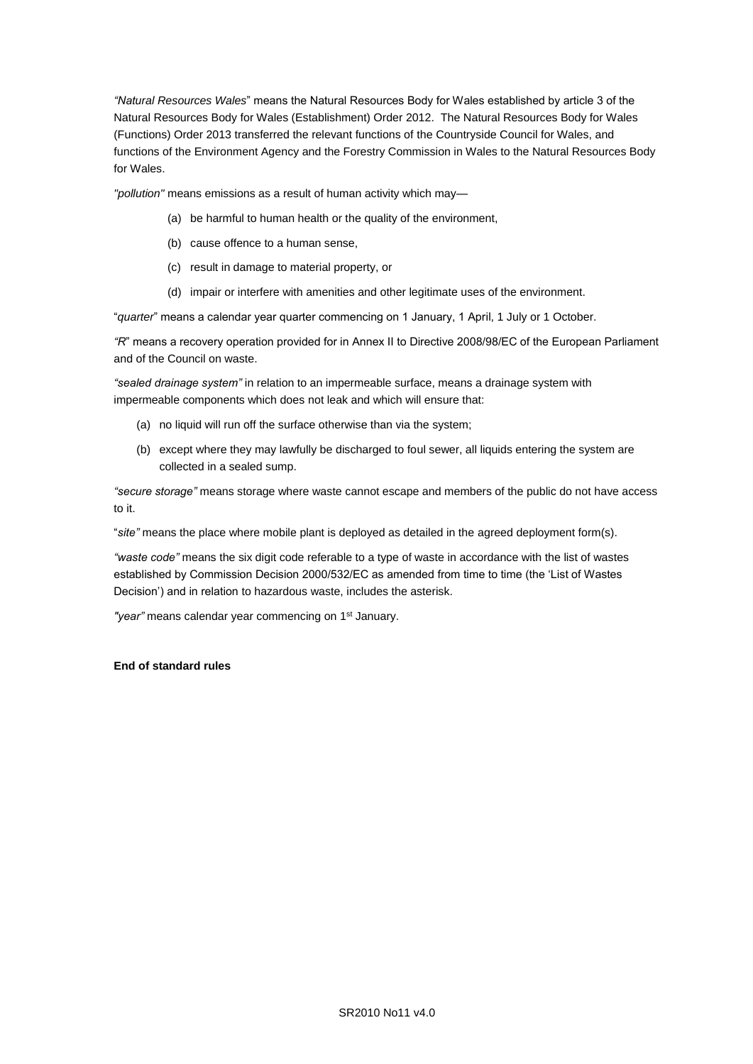*"Natural Resources Wales*" means the Natural Resources Body for Wales established by article 3 of the Natural Resources Body for Wales (Establishment) Order 2012. The Natural Resources Body for Wales (Functions) Order 2013 transferred the relevant functions of the Countryside Council for Wales, and functions of the Environment Agency and the Forestry Commission in Wales to the Natural Resources Body for Wales.

*"pollution"* means emissions as a result of human activity which may—

(a) be harmful to human health or the quality of the environment,

(b) cause offence to a human sense,

(c) result in damage to material property, or

(d) impair or interfere with amenities and other legitimate uses of the environment.

"*quarter*" means a calendar year quarter commencing on 1 January, 1 April, 1 July or 1 October.

*"R*" means a recovery operation provided for in Annex II to Directive 2008/98/EC of the European Parliament and of the Council on waste.

*"sealed drainage system"* in relation to an impermeable surface, means a drainage system with impermeable components which does not leak and which will ensure that:

(a) no liquid will run off the surface otherwise than via the system;

(b) except where they may lawfully be discharged to foul sewer, all liquids entering the system are collected in a sealed sump.

*"secure storage"* means storage where waste cannot escape and members of the public do not have access to it.

"*site"* means the place where mobile plant is deployed as detailed in the agreed deployment form(s).

*"waste code"* means the six digit code referable to a type of waste in accordance with the list of wastes established by Commission Decision 2000/532/EC as amended from time to time (the 'List of Wastes Decision') and in relation to hazardous waste, includes the asterisk.

*"year"* means calendar year commencing on 1st January.

**End of standard rules**